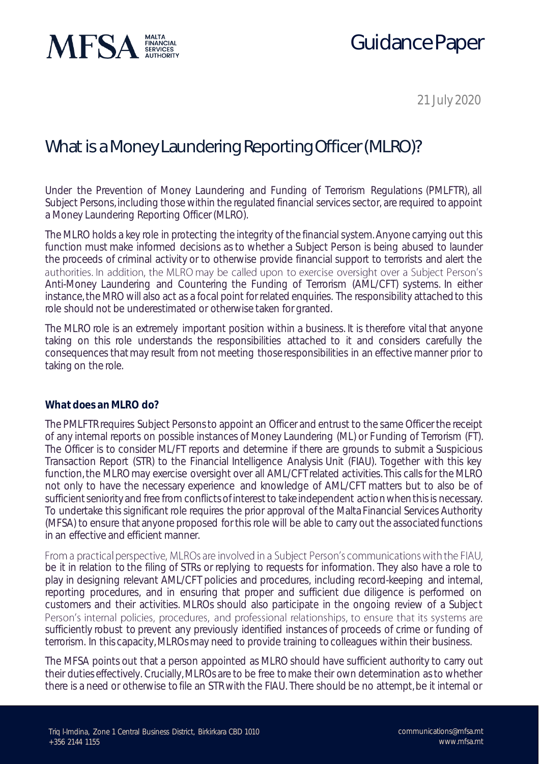Guidance Paper

21 July 2020

# What is a Money Laundering Reporting Officer (MLRO)?

Under the Prevention of Money Laundering and Funding of Terrorism Regulations (PMLFTR), all Subject Persons, including those within the regulated financial services sector, are required to appoint a Money Laundering Reporting Officer (MLRO).

The MLRO holds a key role in protecting the integrity of the financial system. Anyone carrying out this function must make informed decisions as to whether a Subject Person is being abused to launder the proceeds of criminal activity or to otherwise provide financial support to terrorists and alert the authorities. In addition, the MLRO may be called upon to exercise oversight over a Subject Person's Anti-Money Laundering and Countering the Funding of Terrorism (AML/CFT) systems. In either instance, the MRO will also act as a focal point for related enquiries. The responsibility attached to this role should not be underestimated or otherwise taken for granted.

The MLRO role is an extremely important position within a business. It is therefore vital that anyone taking on this role understands the responsibilities attached to it and considers carefully the consequences that may result from not meeting those responsibilities in an effective manner prior to taking on the role.

### What does an MLRO do?

The PMLFTR requires Subject Persons to appoint an Officer and entrust to the same Officer the receipt of any internal reports on possible instances of Money Laundering (ML) or Funding of Terrorism (FT). The Officer is to consider ML/FT reports and determine if there are grounds to submit a Suspicious Transaction Report (STR) to the Financial Intelligence Analysis Unit (FIAU). Together with this key function, the MLRO may exercise oversight over all AML/CFT related activities. This calls for the MLRO not only to have the necessary experience and knowledge of AML/CFT matters but to also be of sufficient seniority and free from conflicts of interest to take independent action when this is necessary. To undertake this significant role requires the prior approval of the Malta Financial Services Authority (MFSA) to ensure that anyone proposed for this role will be able to carry out the associated functions in an effective and efficient manner.

From a practical perspective, MLROs are involved in a Subject Person's communications with the FIAU, be it in relation to the filing of STRs or replying to requests for information. They also have a role to play in designing relevant AML/CFT policies and procedures, including record-keeping and internal, reporting procedures, and in ensuring that proper and sufficient due diligence is performed on customers and their activities. MLROs should also participate in the ongoing review of a Subject Person's internal policies, procedures, and professional relationships, to ensure that its systems are sufficiently robust to prevent any previously identified instances of proceeds of crime or funding of terrorism. In this capacity, MLROs may need to provide training to colleagues within their business.

The MFSA points out that a person appointed as MLRO should have sufficient authority to carry out their duties effectively. Crucially, MLROs are to be free to make their own determination as to whether there is a need or otherwise to file an STR with the FIAU. There should be no attempt, be it internal or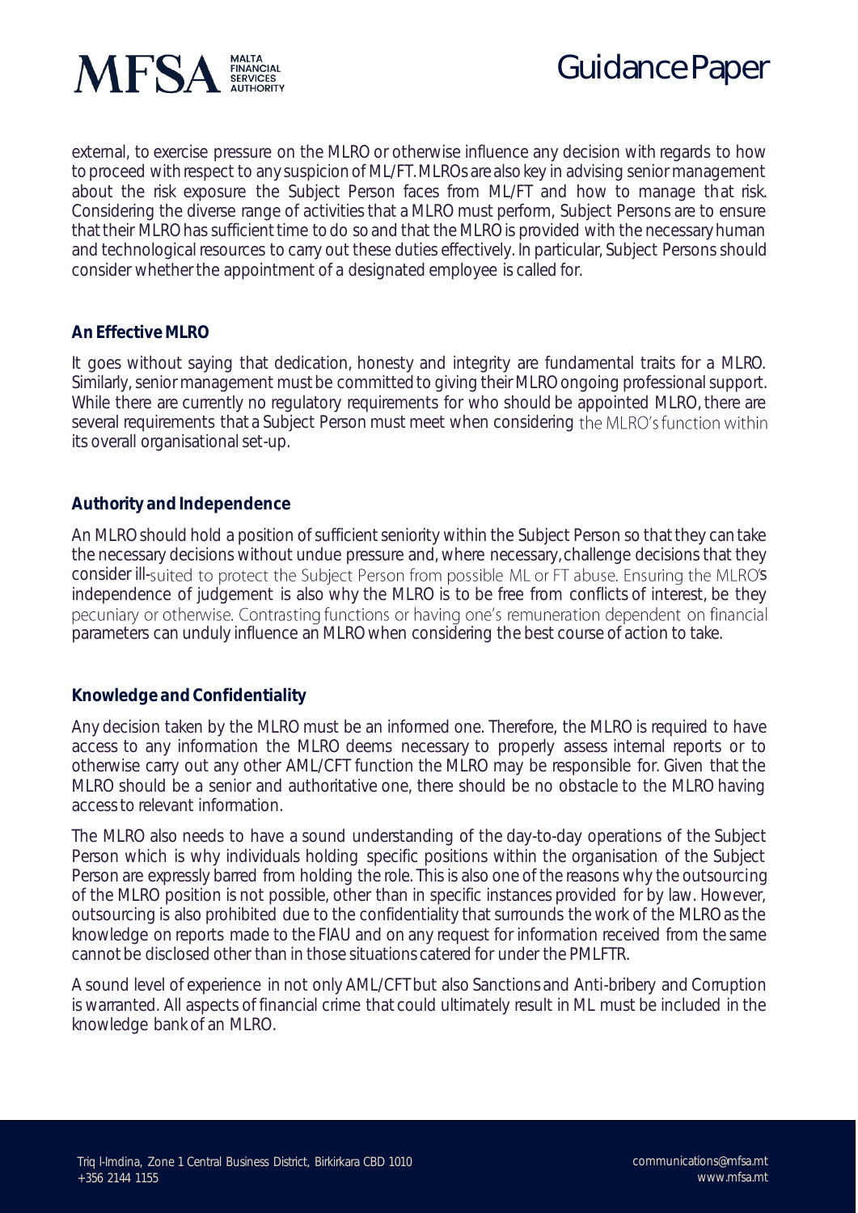external, to exercise pressure on the MLRO or otherwise influence any decision with regards to how to proceed with respect to any suspicion of ML/FT. MLROs are also key in advising senior management about the risk exposure the Subject Person faces from ML/FT and how to manage that risk. Considering the diverse range of activities that a MLRO must perform, Subject Persons are to ensure that their MLRO has sufficient time to do so and that the MLRO is provided with the necessary human and technological resources to carry out these duties effectively. In particular, Subject Persons should consider whether the appointment of a designated employee is called for.

**An Effective MLRO**

It goes without saying that dedication, honesty and integrity are fundamental traits for a MLRO. Similarly, senior management must be committed to giving their MLRO ongoing professional support. While there are currently no regulatory requirements for who should be appointed MLRO, there are several requirements that a Subject Person must meet when considering the MLRO's function within its overall organisational set-up.

**Authority and Independence**

An MLRO should hold a position of sufficient seniority within the Subject Person so that they can take the necessary decisions without undue pressure and, where necessary, challenge decisions that they consider ill-suited to protect the Subject Person from possible ML or FT abuse. Ensuring the MLRO's independence of judgement is also why the MLRO is to be free from conflicts of interest, be they pecuniary or otherwise. Contrasting functions or having one's remuneration dependent on financial parameters can unduly influence an MLRO when considering the best course of action to take.

**Knowledge and Confidentiality**

Any decision taken by the MLRO must be an informed one. Therefore, the MLRO is required to have access to any information the MLRO deems necessary to properly assess internal reports or to otherwise carry out any other AML/CFT function the MLRO may be responsible for. Given that the MLRO should be a senior and authoritative one, there should be no obstacle to the MLRO having access to relevant information.

The MLRO also needs to have a sound understanding of the day-to-day operations of the Subject Person which is why individuals holding specific positions within the organisation of the Subject Person are expressly barred from holding the role. This is also one of the reasons why the outsourcing of the MLRO position is not possible, other than in specific instances provided for by law. However, outsourcing is also prohibited due to the confidentiality that surrounds the work of the MLRO as the knowledge on reports made to the FIAU and on any request for information received from the same cannot be disclosed other than in those situations catered for under the PMLFTR.

A sound level of experience in not only AML/CFT but also Sanctions and Anti-bribery and Corruption is warranted. All aspects of financial crime that could ultimately result in ML must be included in the knowledge bank of an MLRO.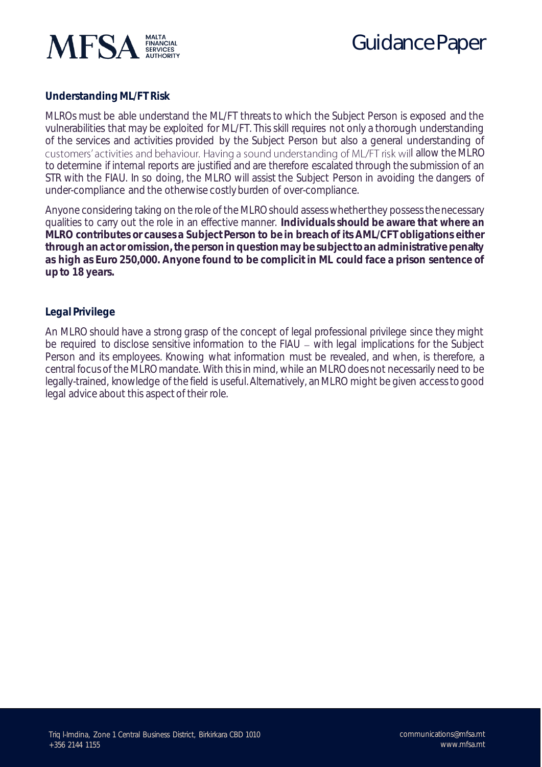**Understanding ML/FT Risk**

MLROs must be able understand the ML/FT threats to which the Subject Person is exposed and the vulnerabilities that may be exploited for ML/FT. This skill requires not only a thorough understanding of the services and activities provided by the Subject Person but also a general understanding of customers' activities and behaviour. Having a sound understanding of ML/FT risk will allow the MLRO to determine if internal reports are justified and are therefore escalated through the submission of an STR with the FIAU. In so doing, the MLRO will assist the Subject Person in avoiding the dangers of under-compliance and the otherwise costly burden of over-compliance.

Anyone considering taking on the role of the MLRO should assess whether they possess the necessary qualities to carry out the role in an effective manner. **Individuals should be aware that where an MLRO contributes or causes a Subject Person to be in breach of its AML/CFT obligations either through an act or omission, the person in question may be subject to an administrative penalty as high as Euro 250,000. Anyone found to be complicit in ML could face a prison sentence of up to 18 years.**

**Legal Privilege**

An MLRO should have a strong grasp of the concept of legal professional privilege since they might be required to disclose sensitive information to the FIAU – with legal implications for the Subject Person and its employees. Knowing what information must be revealed, and when, is therefore, a central focus of the MLRO mandate. With this in mind, while an MLRO does not necessarily need to be legally-trained, knowledge of the field is useful. Alternatively, an MLRO might be given access to good legal advice about this aspect of their role.